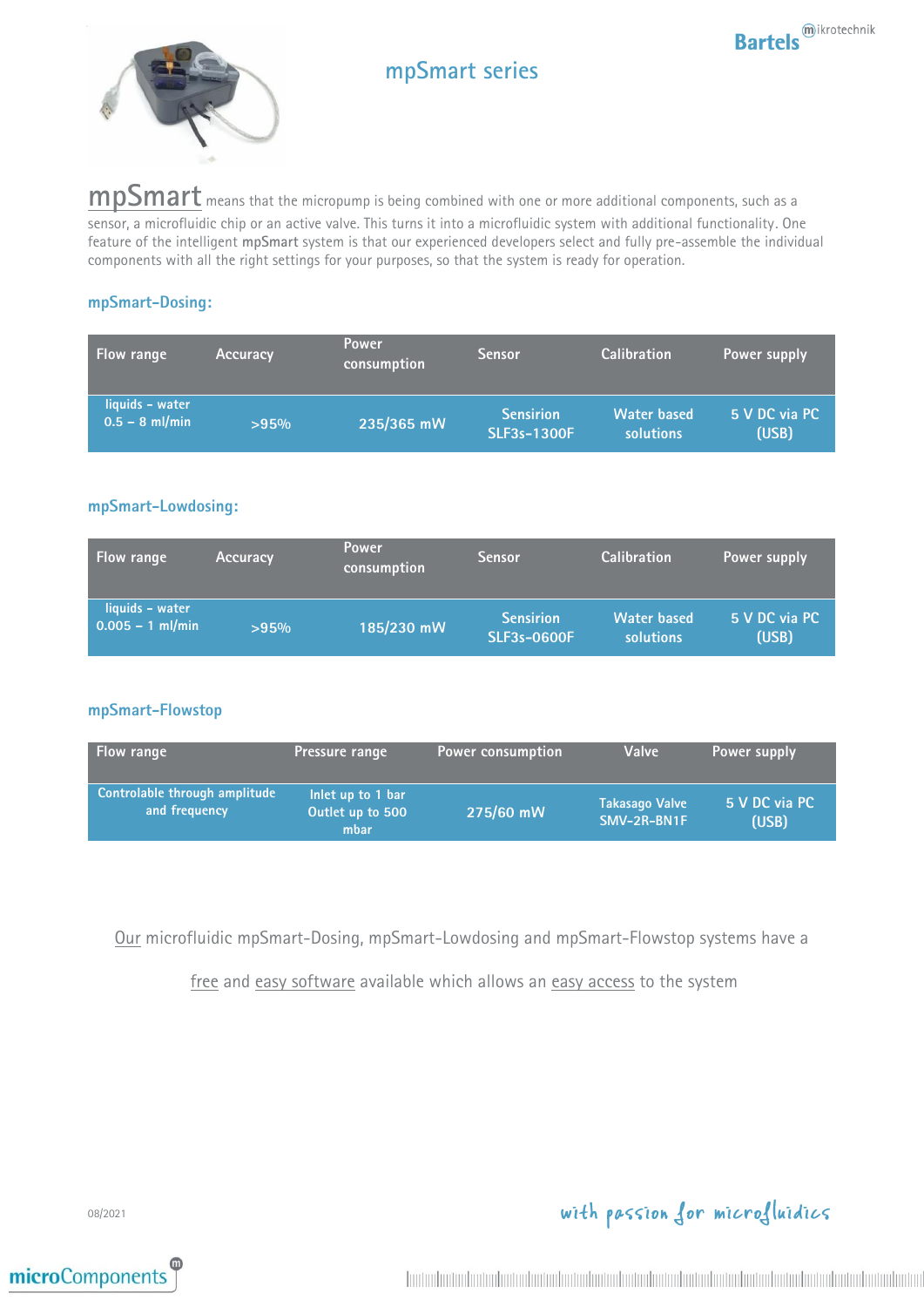# mpSmart series

**mpSmart** means that the micropump is being combined with one or more additional components, such as a sensor, a microfluidic chip or an active valve. This turns it into a microfluidic system with additional functionality. One feature of the intelligent **mpSmart** system is that our experienced developers select and fully pre-assemble the individual components with all the right settings for your purposes, so that the system is ready for operation.

## mpSmart-Dosing:

| Flow range | Accuracy | Power consumption | Sensor | Calibration | Power supply |
|---|---|---|---|---|---|
| liquids – water 0.5 – 8 ml/min | >95% | 235/365 mW | Sensirion SLF3s-1300F | Water based solutions | 5 V DC via PC (USB) |

## mpSmart-Lowdosing:

| Flow range | Accuracy | Power consumption | Sensor | Calibration | Power supply |
|---|---|---|---|---|---|
| liquids – water 0.005 – 1 ml/min | >95% | 185/230 mW | Sensirion SLF3s-0600F | Water based solutions | 5 V DC via PC (USB) |

## mpSmart-Flowstop

| Flow range | Pressure range | Power consumption | Valve | Power supply |
|---|---|---|---|---|
| Controlable through amplitude and frequency | Inlet up to 1 bar Outlet up to 500 mbar | 275/60 mW | Takasago Valve SMV-2R-BN1F | 5 V DC via PC (USB) |

Our microfluidic mpSmart-Dosing, mpSmart-Lowdosing and mpSmart-Flowstop systems have a free and easy software available which allows an easy access to the system

08/2021

with passion for microfluidics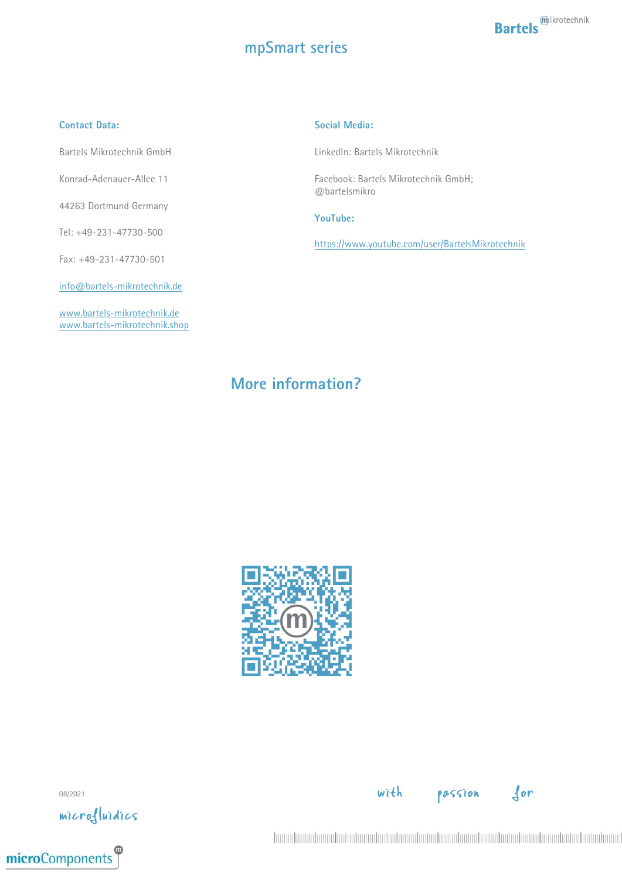# mpSmart series

**Contact Data:**

Bartels Mikrotechnik GmbH

Konrad-Adenauer-Allee 11

44263 Dortmund Germany

Tel: +49-231-47730-500

Fax: +49-231-47730-501

info@bartels-mikrotechnik.de

www.bartels-mikrotechnik.de
www.bartels-mikrotechnik.shop

**Social Media:**

LinkedIn: Bartels Mikrotechnik

Facebook: Bartels Mikrotechnik GmbH;
@bartelsmikro

**YouTube:**

https://www.youtube.com/user/BartelsMikrotechnik

## More information?

08/2021

microfluidics

with passion for